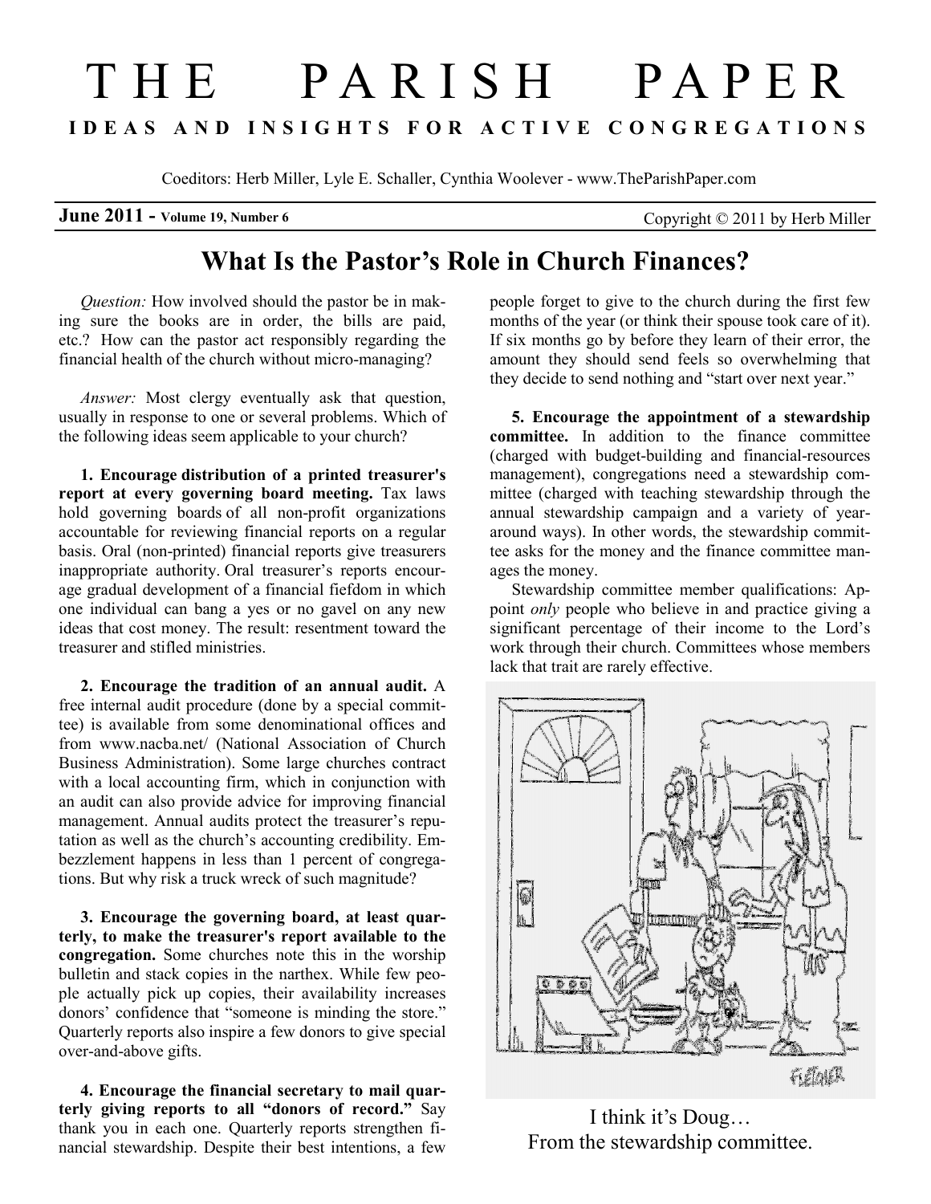# THE PARISH PAPER

**IDEAS AND INSIGHTS FOR ACTIVE CONGREGATIONS**

Coeditors: Herb Miller, Lyle E. Schaller, Cynthia Woolever - www.TheParishPaper.com

**June 2011 - Volume 19, Number 6** Copyright © 2011 by Herb Miller

## What Is the Pastor's Role in Church Finances?

*Question:* How involved should the pastor be in making sure the books are in order, the bills are paid, etc.? How can the pastor act responsibly regarding the financial health of the church without micro-managing?

*Answer:* Most clergy eventually ask that question, usually in response to one or several problems. Which of the following ideas seem applicable to your church?

**1. Encourage distribution of a printed treasurer's report at every governing board meeting.** Tax laws hold governing boards of all non-profit organizations accountable for reviewing financial reports on a regular basis. Oral (non-printed) financial reports give treasurers inappropriate authority. Oral treasurer's reports encourage gradual development of a financial fiefdom in which one individual can bang a yes or no gavel on any new ideas that cost money. The result: resentment toward the treasurer and stifled ministries.

**2. Encourage the tradition of an annual audit.** A free internal audit procedure (done by a special committee) is available from some denominational offices and from www.nacba.net/ (National Association of Church Business Administration). Some large churches contract with a local accounting firm, which in conjunction with an audit can also provide advice for improving financial management. Annual audits protect the treasurer's reputation as well as the church's accounting credibility. Embezzlement happens in less than 1 percent of congregations. But why risk a truck wreck of such magnitude?

**3. Encourage the governing board, at least quarterly, to make the treasurer's report available to the congregation.** Some churches note this in the worship bulletin and stack copies in the narthex. While few people actually pick up copies, their availability increases donors' confidence that "someone is minding the store." Quarterly reports also inspire a few donors to give special over-and-above gifts.

**4. Encourage the financial secretary to mail quarterly giving reports to all "donors of record."** Say thank you in each one. Quarterly reports strengthen financial stewardship. Despite their best intentions, a few people forget to give to the church during the first few months of the year (or think their spouse took care of it). If six months go by before they learn of their error, the amount they should send feels so overwhelming that they decide to send nothing and "start over next year."

**5. Encourage the appointment of a stewardship committee.** In addition to the finance committee (charged with budget-building and financial-resources management), congregations need a stewardship committee (charged with teaching stewardship through the annual stewardship campaign and a variety of year-around ways). In other words, the stewardship committee asks for the money and the finance committee manages the money.

Stewardship committee member qualifications: Appoint *only* people who believe in and practice giving a significant percentage of their income to the Lord's work through their church. Committees whose members lack that trait are rarely effective.

I think it's Doug…
From the stewardship committee.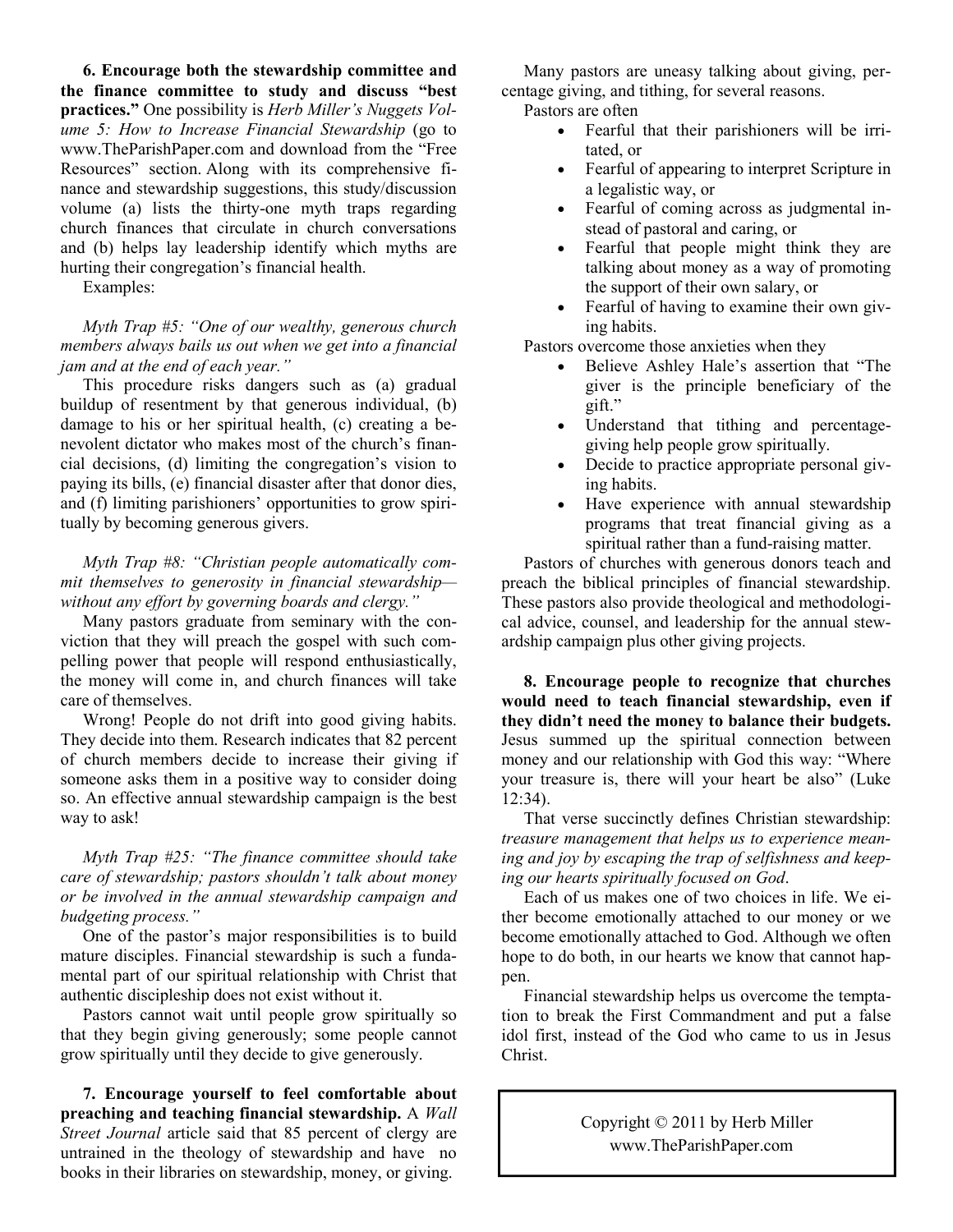**6. Encourage both the stewardship committee and the finance committee to study and discuss "best practices."** One possibility is *Herb Miller's Nuggets Volume 5: How to Increase Financial Stewardship* (go to www.TheParishPaper.com and download from the "Free Resources" section. Along with its comprehensive finance and stewardship suggestions, this study/discussion volume (a) lists the thirty-one myth traps regarding church finances that circulate in church conversations and (b) helps lay leadership identify which myths are hurting their congregation's financial health.

Examples:

*Myth Trap #5: "One of our wealthy, generous church members always bails us out when we get into a financial jam and at the end of each year."*

This procedure risks dangers such as (a) gradual buildup of resentment by that generous individual, (b) damage to his or her spiritual health, (c) creating a benevolent dictator who makes most of the church's financial decisions, (d) limiting the congregation's vision to paying its bills, (e) financial disaster after that donor dies, and (f) limiting parishioners' opportunities to grow spiritually by becoming generous givers.

*Myth Trap #8: "Christian people automatically commit themselves to generosity in financial stewardship—without any effort by governing boards and clergy."*

Many pastors graduate from seminary with the conviction that they will preach the gospel with such compelling power that people will respond enthusiastically, the money will come in, and church finances will take care of themselves.

Wrong! People do not drift into good giving habits. They decide into them. Research indicates that 82 percent of church members decide to increase their giving if someone asks them in a positive way to consider doing so. An effective annual stewardship campaign is the best way to ask!

*Myth Trap #25: "The finance committee should take care of stewardship; pastors shouldn't talk about money or be involved in the annual stewardship campaign and budgeting process."*

One of the pastor's major responsibilities is to build mature disciples. Financial stewardship is such a fundamental part of our spiritual relationship with Christ that authentic discipleship does not exist without it.

Pastors cannot wait until people grow spiritually so that they begin giving generously; some people cannot grow spiritually until they decide to give generously.

**7. Encourage yourself to feel comfortable about preaching and teaching financial stewardship.** A *Wall Street Journal* article said that 85 percent of clergy are untrained in the theology of stewardship and have no books in their libraries on stewardship, money, or giving.

Many pastors are uneasy talking about giving, percentage giving, and tithing, for several reasons.

Pastors are often

- Fearful that their parishioners will be irritated, or
- Fearful of appearing to interpret Scripture in a legalistic way, or
- Fearful of coming across as judgmental instead of pastoral and caring, or
- Fearful that people might think they are talking about money as a way of promoting the support of their own salary, or
- Fearful of having to examine their own giving habits.

Pastors overcome those anxieties when they

- Believe Ashley Hale's assertion that "The giver is the principle beneficiary of the gift."
- Understand that tithing and percentage-giving help people grow spiritually.
- Decide to practice appropriate personal giving habits.
- Have experience with annual stewardship programs that treat financial giving as a spiritual rather than a fund-raising matter.

Pastors of churches with generous donors teach and preach the biblical principles of financial stewardship. These pastors also provide theological and methodological advice, counsel, and leadership for the annual stewardship campaign plus other giving projects.

**8. Encourage people to recognize that churches would need to teach financial stewardship, even if they didn't need the money to balance their budgets.** Jesus summed up the spiritual connection between money and our relationship with God this way: "Where your treasure is, there will your heart be also" (Luke 12:34).

That verse succinctly defines Christian stewardship: *treasure management that helps us to experience meaning and joy by escaping the trap of selfishness and keeping our hearts spiritually focused on God*.

Each of us makes one of two choices in life. We either become emotionally attached to our money or we become emotionally attached to God. Although we often hope to do both, in our hearts we know that cannot happen.

Financial stewardship helps us overcome the temptation to break the First Commandment and put a false idol first, instead of the God who came to us in Jesus Christ.

Copyright © 2011 by Herb Miller
www.TheParishPaper.com